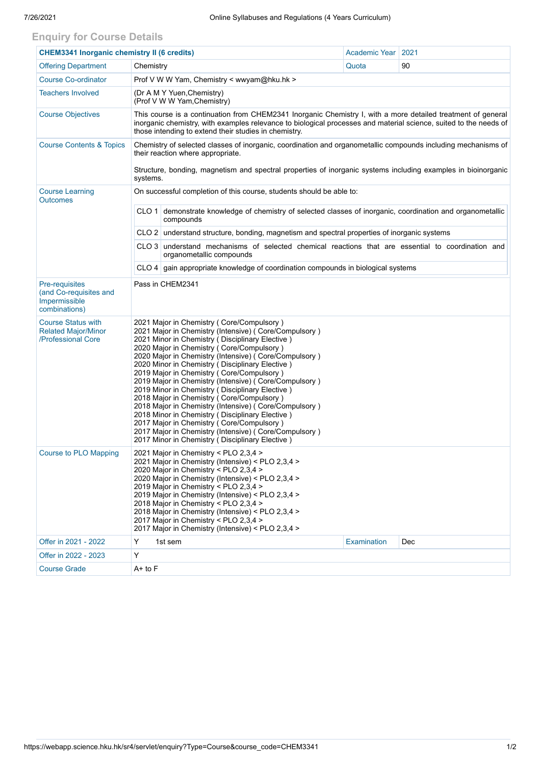## Enquiry for Course Details

| CHEM3341 Inorganic chemistry II (6 credits) | | Academic Year | 2021 |
|---|---|---|---|
| Offering Department | Chemistry | Quota | 90 |
| Course Co-ordinator | Prof V W W Yam, Chemistry < wwyam@hku.hk > | | |
| Teachers Involved | (Dr A M Y Yuen,Chemistry)<br>(Prof V W W Yam,Chemistry) | | |
| Course Objectives | This course is a continuation from CHEM2341 Inorganic Chemistry I, with a more detailed treatment of general inorganic chemistry, with examples relevance to biological processes and material science, suited to the needs of those intending to extend their studies in chemistry. | | |
| Course Contents & Topics | Chemistry of selected classes of inorganic, coordination and organometallic compounds including mechanisms of their reaction where appropriate.<br><br>Structure, bonding, magnetism and spectral properties of inorganic systems including examples in bioinorganic systems. | | |
| Course Learning Outcomes | On successful completion of this course, students should be able to:<br><br>CLO 1 demonstrate knowledge of chemistry of selected classes of inorganic, coordination and organometallic compounds<br>CLO 2 understand structure, bonding, magnetism and spectral properties of inorganic systems<br>CLO 3 understand mechanisms of selected chemical reactions that are essential to coordination and organometallic compounds<br>CLO 4 gain appropriate knowledge of coordination compounds in biological systems | | |
| Pre-requisites (and Co-requisites and Impermissible combinations) | Pass in CHEM2341 | | |
| Course Status with Related Major/Minor /Professional Core | 2021 Major in Chemistry ( Core/Compulsory )<br>2021 Major in Chemistry (Intensive) ( Core/Compulsory )<br>2021 Minor in Chemistry ( Disciplinary Elective )<br>2020 Major in Chemistry ( Core/Compulsory )<br>2020 Major in Chemistry (Intensive) ( Core/Compulsory )<br>2020 Minor in Chemistry ( Disciplinary Elective )<br>2019 Major in Chemistry ( Core/Compulsory )<br>2019 Major in Chemistry (Intensive) ( Core/Compulsory )<br>2019 Minor in Chemistry ( Disciplinary Elective )<br>2018 Major in Chemistry ( Core/Compulsory )<br>2018 Major in Chemistry (Intensive) ( Core/Compulsory )<br>2018 Minor in Chemistry ( Disciplinary Elective )<br>2017 Major in Chemistry ( Core/Compulsory )<br>2017 Major in Chemistry (Intensive) ( Core/Compulsory )<br>2017 Minor in Chemistry ( Disciplinary Elective ) | | |
| Course to PLO Mapping | 2021 Major in Chemistry < PLO 2,3,4 ><br>2021 Major in Chemistry (Intensive) < PLO 2,3,4 ><br>2020 Major in Chemistry < PLO 2,3,4 ><br>2020 Major in Chemistry (Intensive) < PLO 2,3,4 ><br>2019 Major in Chemistry < PLO 2,3,4 ><br>2019 Major in Chemistry (Intensive) < PLO 2,3,4 ><br>2018 Major in Chemistry < PLO 2,3,4 ><br>2018 Major in Chemistry (Intensive) < PLO 2,3,4 ><br>2017 Major in Chemistry < PLO 2,3,4 ><br>2017 Major in Chemistry (Intensive) < PLO 2,3,4 > | | |
| Offer in 2021 - 2022 | Y 1st sem | Examination | Dec |
| Offer in 2022 - 2023 | Y | | |
| Course Grade | A+ to F | | |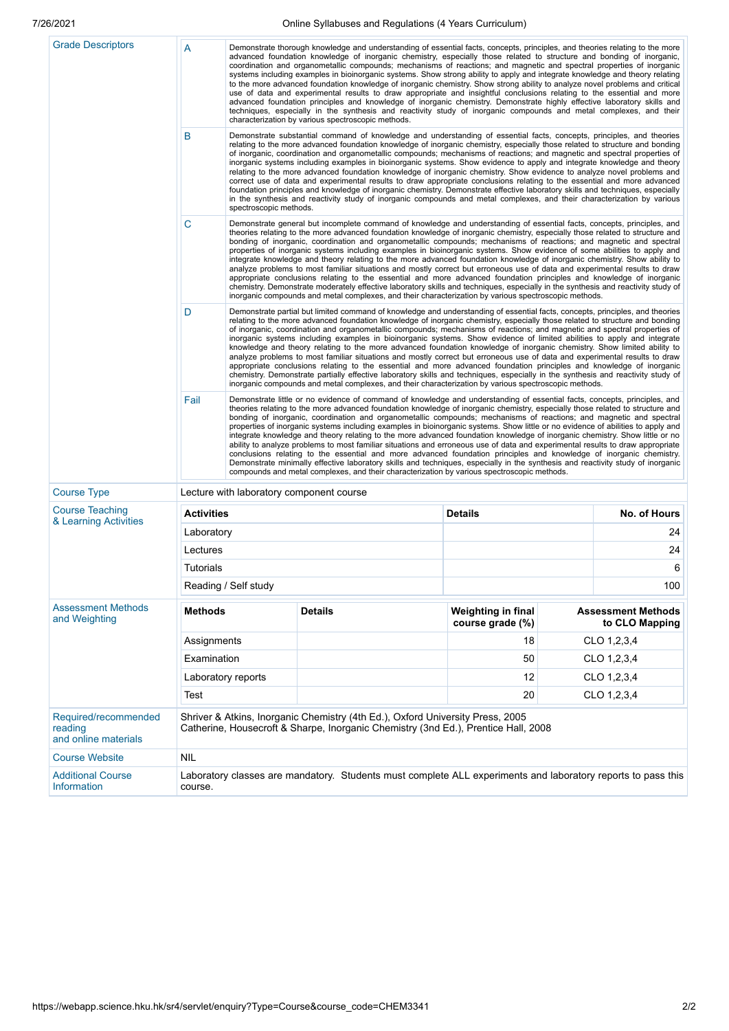| | | |
|---|---|---|
| Grade Descriptors | A | Demonstrate thorough knowledge and understanding of essential facts, concepts, principles, and theories relating to the more advanced foundation knowledge of inorganic chemistry, especially those related to structure and bonding of inorganic, coordination and organometallic compounds; mechanisms of reactions; and magnetic and spectral properties of inorganic systems including examples in bioinorganic systems. Show strong ability to apply and integrate knowledge and theory relating to the more advanced foundation knowledge of inorganic chemistry. Show strong ability to analyze novel problems and critical use of data and experimental results to draw appropriate and insightful conclusions relating to the essential and more advanced foundation principles and knowledge of inorganic chemistry. Demonstrate highly effective laboratory skills and techniques, especially in the synthesis and reactivity study of inorganic compounds and metal complexes, and their characterization by various spectroscopic methods. |
| | B | Demonstrate substantial command of knowledge and understanding of essential facts, concepts, principles, and theories relating to the more advanced foundation knowledge of inorganic chemistry, especially those related to structure and bonding of inorganic, coordination and organometallic compounds; mechanisms of reactions; and magnetic and spectral properties of inorganic systems including examples in bioinorganic systems. Show evidence to apply and integrate knowledge and theory relating to the more advanced foundation knowledge of inorganic chemistry. Show evidence to analyze novel problems and correct use of data and experimental results to draw appropriate conclusions relating to the essential and more advanced foundation principles and knowledge of inorganic chemistry. Demonstrate effective laboratory skills and techniques, especially in the synthesis and reactivity study of inorganic compounds and metal complexes, and their characterization by various spectroscopic methods. |
| | C | Demonstrate general but incomplete command of knowledge and understanding of essential facts, concepts, principles, and theories relating to the more advanced foundation knowledge of inorganic chemistry, especially those related to structure and bonding of inorganic, coordination and organometallic compounds; mechanisms of reactions; and magnetic and spectral properties of inorganic systems including examples in bioinorganic systems. Show evidence of some abilities to apply and integrate knowledge and theory relating to the more advanced foundation knowledge of inorganic chemistry. Show ability to analyze problems to most familiar situations and mostly correct but erroneous use of data and experimental results to draw appropriate conclusions relating to the essential and more advanced foundation principles and knowledge of inorganic chemistry. Demonstrate moderately effective laboratory skills and techniques, especially in the synthesis and reactivity study of inorganic compounds and metal complexes, and their characterization by various spectroscopic methods. |
| | D | Demonstrate partial but limited command of knowledge and understanding of essential facts, concepts, principles, and theories relating to the more advanced foundation knowledge of inorganic chemistry, especially those related to structure and bonding of inorganic, coordination and organometallic compounds; mechanisms of reactions; and magnetic and spectral properties of inorganic systems including examples in bioinorganic systems. Show evidence of limited abilities to apply and integrate knowledge and theory relating to the more advanced foundation knowledge of inorganic chemistry. Show limited ability to analyze problems to most familiar situations and mostly correct but erroneous use of data and experimental results to draw appropriate conclusions relating to the essential and more advanced foundation principles and knowledge of inorganic chemistry. Demonstrate partially effective laboratory skills and techniques, especially in the synthesis and reactivity study of inorganic compounds and metal complexes, and their characterization by various spectroscopic methods. |
| | Fail | Demonstrate little or no evidence of command of knowledge and understanding of essential facts, concepts, principles, and theories relating to the more advanced foundation knowledge of inorganic chemistry, especially those related to structure and bonding of inorganic, coordination and organometallic compounds; mechanisms of reactions; and magnetic and spectral properties of inorganic systems including examples in bioinorganic systems. Show little or no evidence of abilities to apply and integrate knowledge and theory relating to the more advanced foundation knowledge of inorganic chemistry. Show little or no ability to analyze problems to most familiar situations and erroneous use of data and experimental results to draw appropriate conclusions relating to the essential and more advanced foundation principles and knowledge of inorganic chemistry. Demonstrate minimally effective laboratory skills and techniques, especially in the synthesis and reactivity study of inorganic compounds and metal complexes, and their characterization by various spectroscopic methods. |

| | |
|---|---|
| Course Type | Lecture with laboratory component course |

**Course Teaching & Learning Activities**

| Activities | Details | No. of Hours |
|---|---|---|
| Laboratory | | 24 |
| Lectures | | 24 |
| Tutorials | | 6 |
| Reading / Self study | | 100 |

**Assessment Methods and Weighting**

| Methods | Details | Weighting in final course grade (%) | Assessment Methods to CLO Mapping |
|---|---|---|---|
| Assignments | | 18 | CLO 1,2,3,4 |
| Examination | | 50 | CLO 1,2,3,4 |
| Laboratory reports | | 12 | CLO 1,2,3,4 |
| Test | | 20 | CLO 1,2,3,4 |

| | |
|---|---|
| Required/recommended reading and online materials | Shriver & Atkins, Inorganic Chemistry (4th Ed.), Oxford University Press, 2005<br>Catherine, Housecroft & Sharpe, Inorganic Chemistry (3nd Ed.), Prentice Hall, 2008 |
| Course Website | NIL |
| Additional Course Information | Laboratory classes are mandatory. Students must complete ALL experiments and laboratory reports to pass this course. |